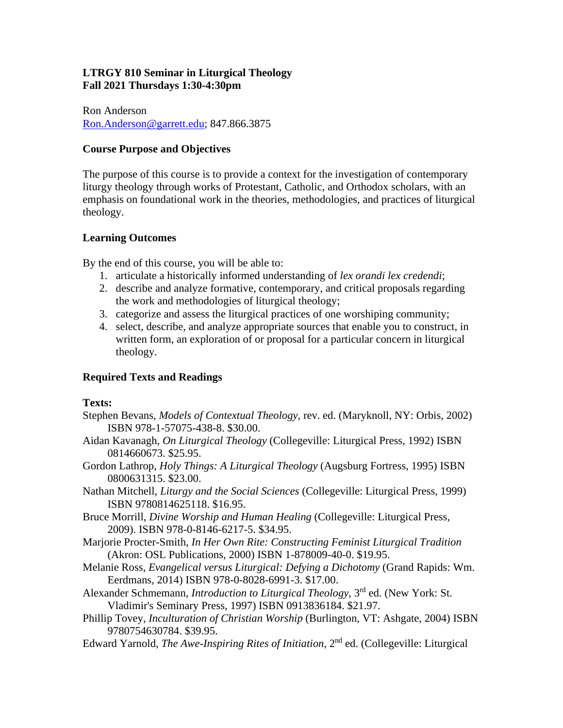**LTRGY 810 Seminar in Liturgical Theology**
**Fall 2021 Thursdays 1:30-4:30pm**

Ron Anderson
Ron.Anderson@garrett.edu; 847.866.3875

**Course Purpose and Objectives**

The purpose of this course is to provide a context for the investigation of contemporary liturgy theology through works of Protestant, Catholic, and Orthodox scholars, with an emphasis on foundational work in the theories, methodologies, and practices of liturgical theology.

**Learning Outcomes**

By the end of this course, you will be able to:

1. articulate a historically informed understanding of *lex orandi lex credendi*;
2. describe and analyze formative, contemporary, and critical proposals regarding the work and methodologies of liturgical theology;
3. categorize and assess the liturgical practices of one worshiping community;
4. select, describe, and analyze appropriate sources that enable you to construct, in written form, an exploration of or proposal for a particular concern in liturgical theology.

**Required Texts and Readings**

**Texts:**

Stephen Bevans, *Models of Contextual Theology*, rev. ed. (Maryknoll, NY: Orbis, 2002) ISBN 978-1-57075-438-8. $30.00.

Aidan Kavanagh, *On Liturgical Theology* (Collegeville: Liturgical Press, 1992) ISBN 0814660673. $25.95.

Gordon Lathrop, *Holy Things: A Liturgical Theology* (Augsburg Fortress, 1995) ISBN 0800631315. $23.00.

Nathan Mitchell, *Liturgy and the Social Sciences* (Collegeville: Liturgical Press, 1999) ISBN 9780814625118. $16.95.

Bruce Morrill, *Divine Worship and Human Healing* (Collegeville: Liturgical Press, 2009). ISBN 978-0-8146-6217-5. $34.95.

Marjorie Procter-Smith, *In Her Own Rite: Constructing Feminist Liturgical Tradition* (Akron: OSL Publications, 2000) ISBN 1-878009-40-0. $19.95.

Melanie Ross, *Evangelical versus Liturgical: Defying a Dichotomy* (Grand Rapids: Wm. Eerdmans, 2014) ISBN 978-0-8028-6991-3. $17.00.

Alexander Schmemann, *Introduction to Liturgical Theology*, 3rd ed. (New York: St. Vladimir's Seminary Press, 1997) ISBN 0913836184. $21.97.

Phillip Tovey, *Inculturation of Christian Worship* (Burlington, VT: Ashgate, 2004) ISBN 9780754630784. $39.95.

Edward Yarnold, *The Awe-Inspiring Rites of Initiation*, 2nd ed. (Collegeville: Liturgical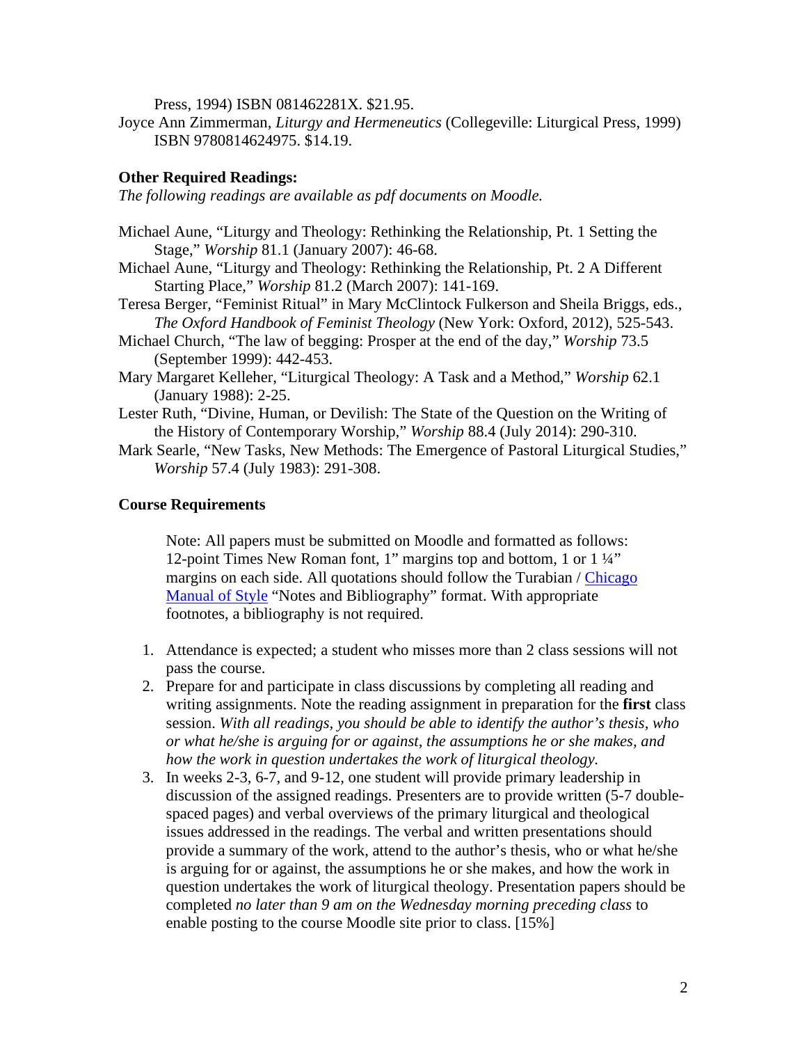Press, 1994) ISBN 081462281X. $21.95.

Joyce Ann Zimmerman, *Liturgy and Hermeneutics* (Collegeville: Liturgical Press, 1999) ISBN 9780814624975. $14.19.

**Other Required Readings:**

*The following readings are available as pdf documents on Moodle.*

Michael Aune, "Liturgy and Theology: Rethinking the Relationship, Pt. 1 Setting the Stage," *Worship* 81.1 (January 2007): 46-68.

Michael Aune, "Liturgy and Theology: Rethinking the Relationship, Pt. 2 A Different Starting Place," *Worship* 81.2 (March 2007): 141-169.

Teresa Berger, "Feminist Ritual" in Mary McClintock Fulkerson and Sheila Briggs, eds., *The Oxford Handbook of Feminist Theology* (New York: Oxford, 2012), 525-543.

Michael Church, "The law of begging: Prosper at the end of the day," *Worship* 73.5 (September 1999): 442-453.

Mary Margaret Kelleher, "Liturgical Theology: A Task and a Method," *Worship* 62.1 (January 1988): 2-25.

Lester Ruth, "Divine, Human, or Devilish: The State of the Question on the Writing of the History of Contemporary Worship," *Worship* 88.4 (July 2014): 290-310.

Mark Searle, "New Tasks, New Methods: The Emergence of Pastoral Liturgical Studies," *Worship* 57.4 (July 1983): 291-308.

**Course Requirements**

Note: All papers must be submitted on Moodle and formatted as follows: 12-point Times New Roman font, 1" margins top and bottom, 1 or 1 ¼" margins on each side. All quotations should follow the Turabian / Chicago Manual of Style "Notes and Bibliography" format. With appropriate footnotes, a bibliography is not required.

1. Attendance is expected; a student who misses more than 2 class sessions will not pass the course.
2. Prepare for and participate in class discussions by completing all reading and writing assignments. Note the reading assignment in preparation for the **first** class session. *With all readings, you should be able to identify the author's thesis, who or what he/she is arguing for or against, the assumptions he or she makes, and how the work in question undertakes the work of liturgical theology.*
3. In weeks 2-3, 6-7, and 9-12, one student will provide primary leadership in discussion of the assigned readings. Presenters are to provide written (5-7 double-spaced pages) and verbal overviews of the primary liturgical and theological issues addressed in the readings. The verbal and written presentations should provide a summary of the work, attend to the author's thesis, who or what he/she is arguing for or against, the assumptions he or she makes, and how the work in question undertakes the work of liturgical theology. Presentation papers should be completed *no later than 9 am on the Wednesday morning preceding class* to enable posting to the course Moodle site prior to class. [15%]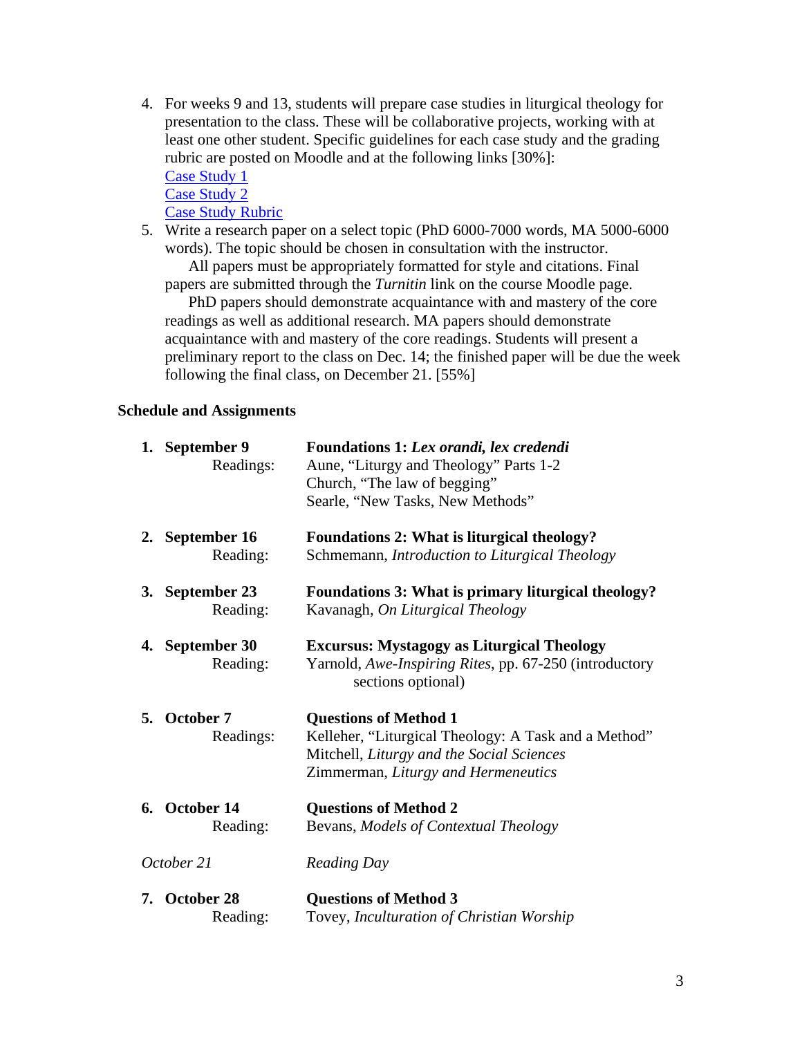4. For weeks 9 and 13, students will prepare case studies in liturgical theology for presentation to the class. These will be collaborative projects, working with at least one other student. Specific guidelines for each case study and the grading rubric are posted on Moodle and at the following links [30%]:
   Case Study 1
   Case Study 2
   Case Study Rubric
5. Write a research paper on a select topic (PhD 6000-7000 words, MA 5000-6000 words). The topic should be chosen in consultation with the instructor.
   All papers must be appropriately formatted for style and citations. Final papers are submitted through the *Turnitin* link on the course Moodle page.
   PhD papers should demonstrate acquaintance with and mastery of the core readings as well as additional research. MA papers should demonstrate acquaintance with and mastery of the core readings. Students will present a preliminary report to the class on Dec. 14; the finished paper will be due the week following the final class, on December 21. [55%]

**Schedule and Assignments**

**1. September 9** — **Foundations 1: *Lex orandi, lex credendi***
Readings:
Aune, "Liturgy and Theology" Parts 1-2
Church, "The law of begging"
Searle, "New Tasks, New Methods"

**2. September 16** — **Foundations 2: What is liturgical theology?**
Reading: Schmemann, *Introduction to Liturgical Theology*

**3. September 23** — **Foundations 3: What is primary liturgical theology?**
Reading: Kavanagh, *On Liturgical Theology*

**4. September 30** — **Excursus: Mystagogy as Liturgical Theology**
Reading: Yarnold, *Awe-Inspiring Rites*, pp. 67-250 (introductory sections optional)

**5. October 7** — **Questions of Method 1**
Readings:
Kelleher, "Liturgical Theology: A Task and a Method"
Mitchell, *Liturgy and the Social Sciences*
Zimmerman, *Liturgy and Hermeneutics*

**6. October 14** — **Questions of Method 2**
Reading: Bevans, *Models of Contextual Theology*

*October 21* — *Reading Day*

**7. October 28** — **Questions of Method 3**
Reading: Tovey, *Inculturation of Christian Worship*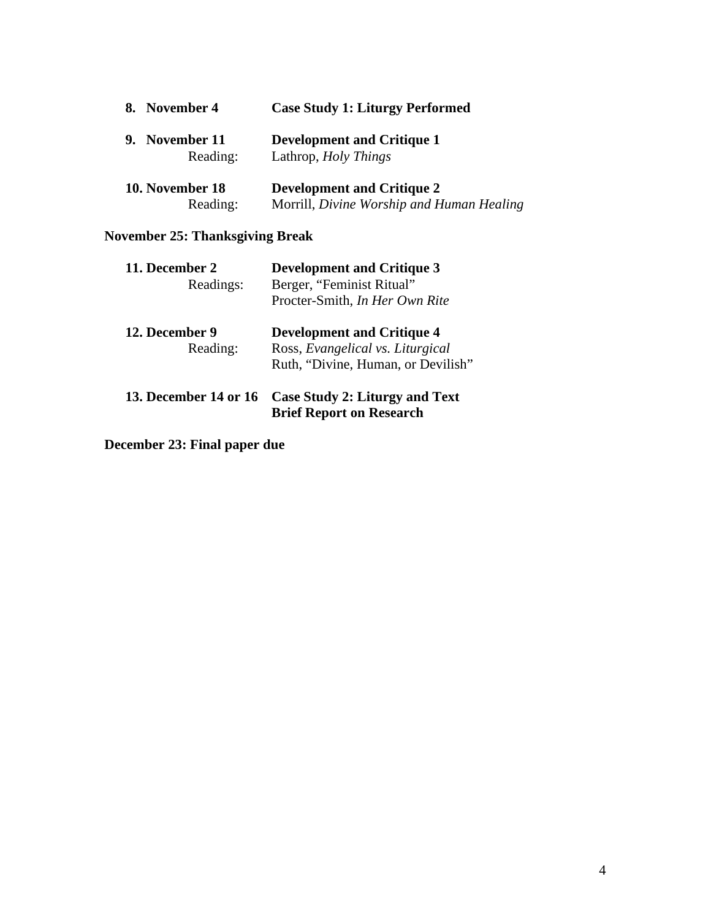**8. November 4** **Case Study 1: Liturgy Performed**

**9. November 11** **Development and Critique 1**
Reading: Lathrop, *Holy Things*

**10. November 18** **Development and Critique 2**
Reading: Morrill, *Divine Worship and Human Healing*

**November 25: Thanksgiving Break**

**11. December 2** **Development and Critique 3**
Readings: Berger, "Feminist Ritual"
Procter-Smith, *In Her Own Rite*

**12. December 9** **Development and Critique 4**
Reading: Ross, *Evangelical vs. Liturgical*
Ruth, "Divine, Human, or Devilish"

**13. December 14 or 16** **Case Study 2: Liturgy and Text**
**Brief Report on Research**

**December 23: Final paper due**